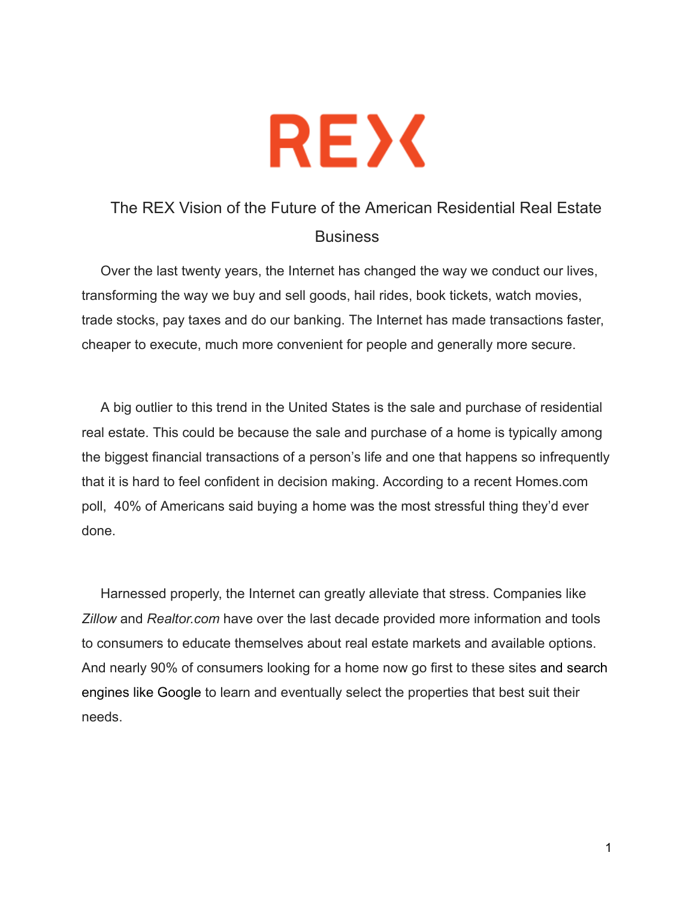# REX

## The REX Vision of the Future of the American Residential Real Estate Business

Over the last twenty years, the Internet has changed the way we conduct our lives, transforming the way we buy and sell goods, hail rides, book tickets, watch movies, trade stocks, pay taxes and do our banking. The Internet has made transactions faster, cheaper to execute, much more convenient for people and generally more secure.

A big outlier to this trend in the United States is the sale and purchase of residential real estate. This could be because the sale and purchase of a home is typically among the biggest financial transactions of a person's life and one that happens so infrequently that it is hard to feel confident in decision making. According to a recent Homes.com poll, 40% of Americans said buying a home was the most stressful thing they'd ever done.

Harnessed properly, the Internet can greatly alleviate that stress. Companies like *Zillow* and *Realtor.com* have over the last decade provided more information and tools to consumers to educate themselves about real estate markets and available options. And nearly 90% of consumers looking for a home now go first to these sites and search engines like Google to learn and eventually select the properties that best suit their needs.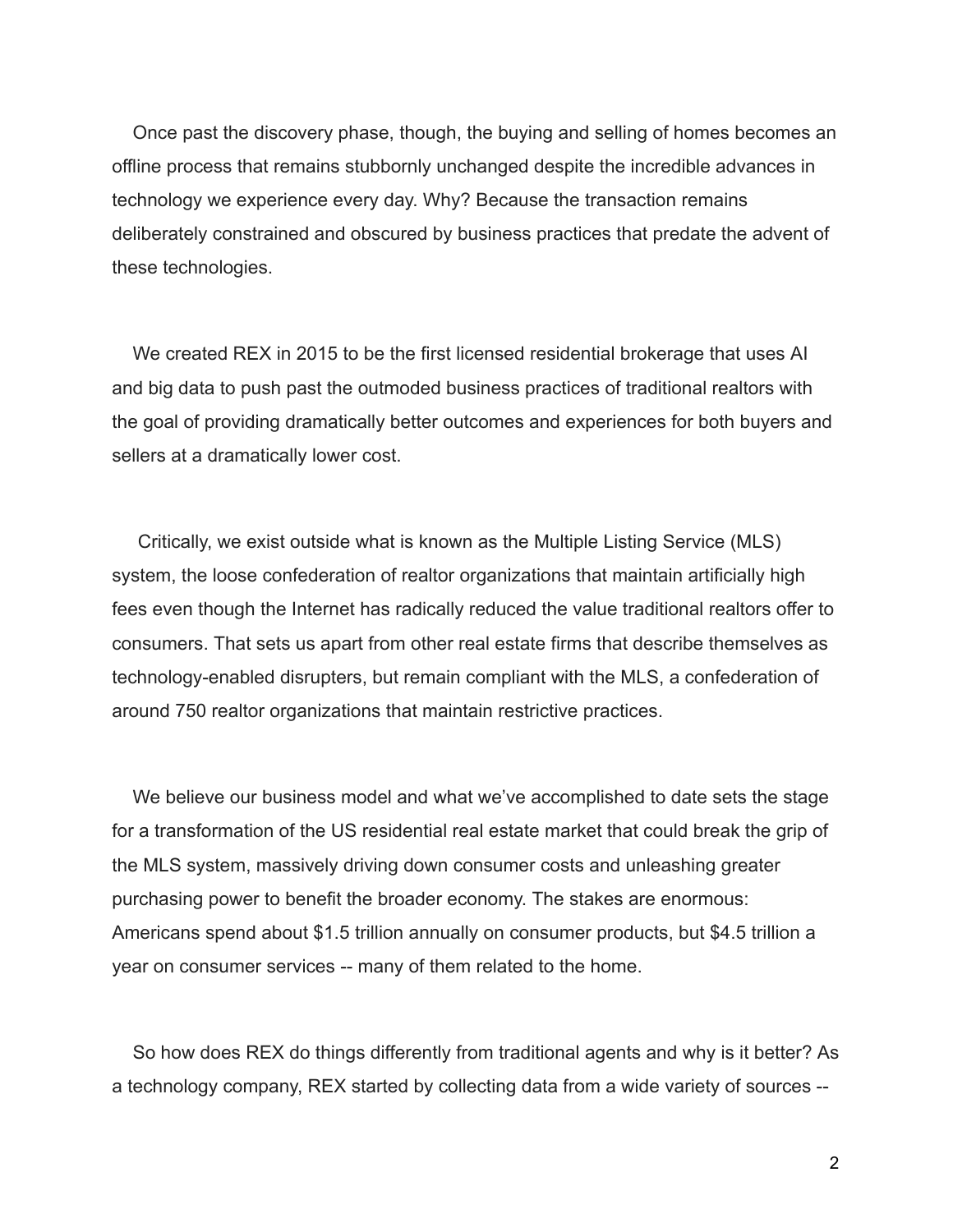Once past the discovery phase, though, the buying and selling of homes becomes an offline process that remains stubbornly unchanged despite the incredible advances in technology we experience every day. Why? Because the transaction remains deliberately constrained and obscured by business practices that predate the advent of these technologies.

We created REX in 2015 to be the first licensed residential brokerage that uses AI and big data to push past the outmoded business practices of traditional realtors with the goal of providing dramatically better outcomes and experiences for both buyers and sellers at a dramatically lower cost.

Critically, we exist outside what is known as the Multiple Listing Service (MLS) system, the loose confederation of realtor organizations that maintain artificially high fees even though the Internet has radically reduced the value traditional realtors offer to consumers. That sets us apart from other real estate firms that describe themselves as technology-enabled disrupters, but remain compliant with the MLS, a confederation of around 750 realtor organizations that maintain restrictive practices.

We believe our business model and what we've accomplished to date sets the stage for a transformation of the US residential real estate market that could break the grip of the MLS system, massively driving down consumer costs and unleashing greater purchasing power to benefit the broader economy. The stakes are enormous: Americans spend about $1.5 trillion annually on consumer products, but $4.5 trillion a year on consumer services -- many of them related to the home.

So how does REX do things differently from traditional agents and why is it better? As a technology company, REX started by collecting data from a wide variety of sources --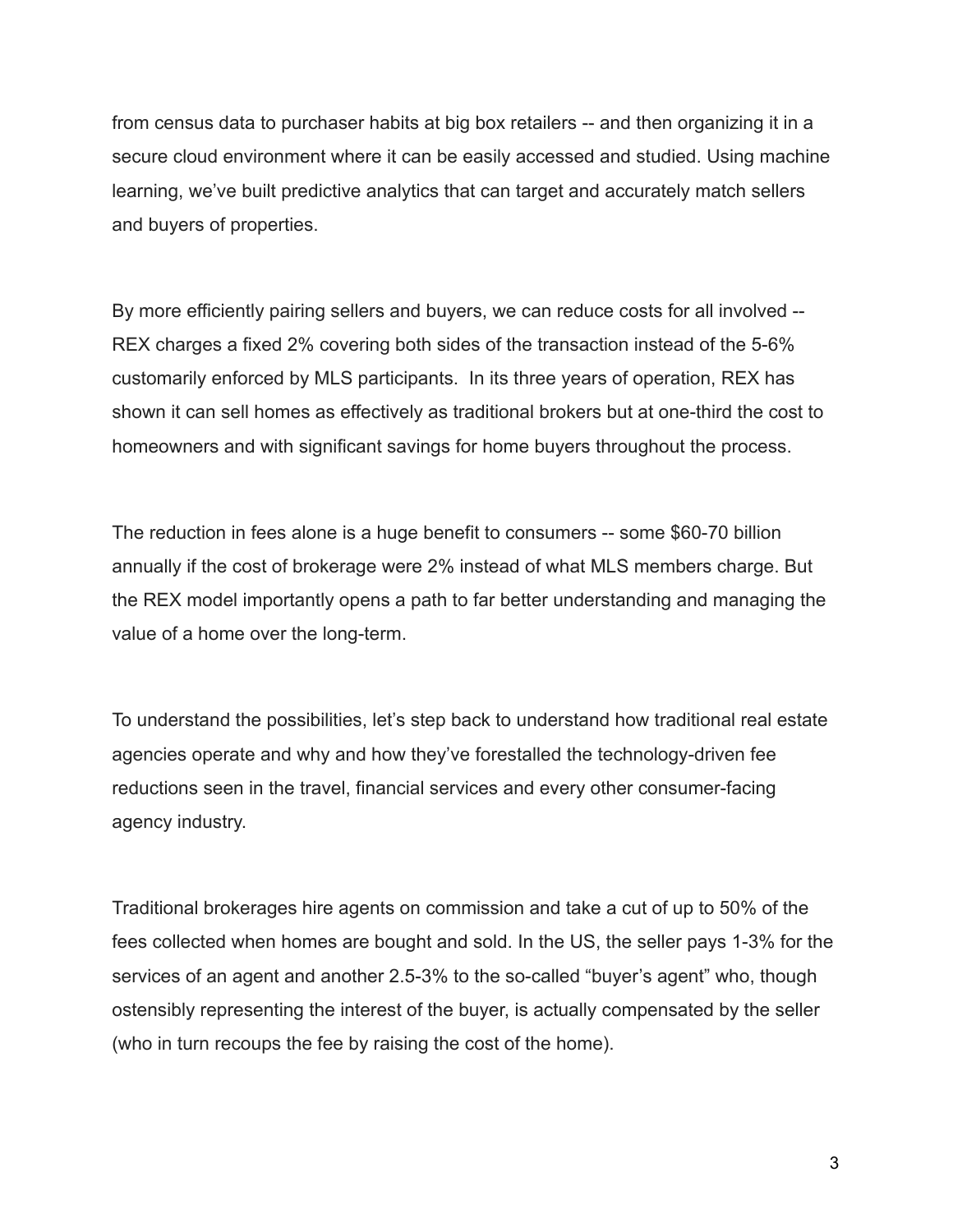from census data to purchaser habits at big box retailers -- and then organizing it in a secure cloud environment where it can be easily accessed and studied. Using machine learning, we've built predictive analytics that can target and accurately match sellers and buyers of properties.

By more efficiently pairing sellers and buyers, we can reduce costs for all involved -- REX charges a fixed 2% covering both sides of the transaction instead of the 5-6% customarily enforced by MLS participants. In its three years of operation, REX has shown it can sell homes as effectively as traditional brokers but at one-third the cost to homeowners and with significant savings for home buyers throughout the process.

The reduction in fees alone is a huge benefit to consumers -- some $60-70 billion annually if the cost of brokerage were 2% instead of what MLS members charge. But the REX model importantly opens a path to far better understanding and managing the value of a home over the long-term.

To understand the possibilities, let's step back to understand how traditional real estate agencies operate and why and how they've forestalled the technology-driven fee reductions seen in the travel, financial services and every other consumer-facing agency industry.

Traditional brokerages hire agents on commission and take a cut of up to 50% of the fees collected when homes are bought and sold. In the US, the seller pays 1-3% for the services of an agent and another 2.5-3% to the so-called "buyer's agent" who, though ostensibly representing the interest of the buyer, is actually compensated by the seller (who in turn recoups the fee by raising the cost of the home).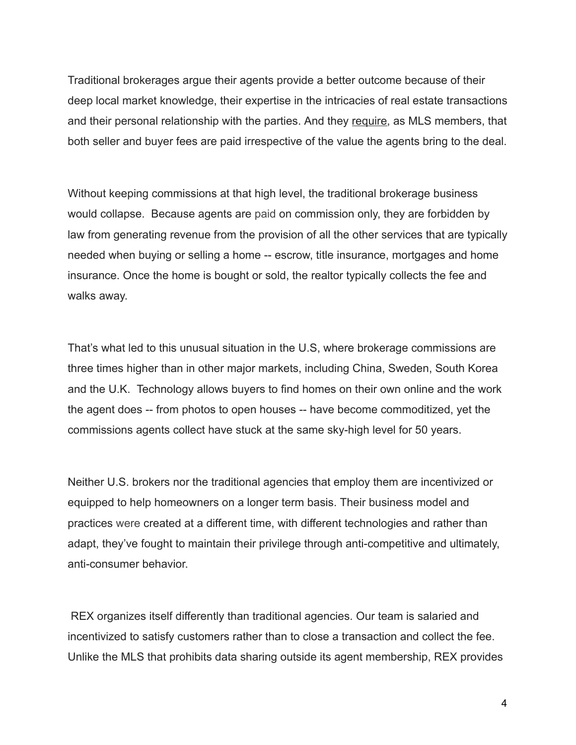Traditional brokerages argue their agents provide a better outcome because of their deep local market knowledge, their expertise in the intricacies of real estate transactions and their personal relationship with the parties. And they require, as MLS members, that both seller and buyer fees are paid irrespective of the value the agents bring to the deal.

Without keeping commissions at that high level, the traditional brokerage business would collapse. Because agents are paid on commission only, they are forbidden by law from generating revenue from the provision of all the other services that are typically needed when buying or selling a home -- escrow, title insurance, mortgages and home insurance. Once the home is bought or sold, the realtor typically collects the fee and walks away.

That's what led to this unusual situation in the U.S, where brokerage commissions are three times higher than in other major markets, including China, Sweden, South Korea and the U.K. Technology allows buyers to find homes on their own online and the work the agent does -- from photos to open houses -- have become commoditized, yet the commissions agents collect have stuck at the same sky-high level for 50 years.

Neither U.S. brokers nor the traditional agencies that employ them are incentivized or equipped to help homeowners on a longer term basis. Their business model and practices were created at a different time, with different technologies and rather than adapt, they've fought to maintain their privilege through anti-competitive and ultimately, anti-consumer behavior.

REX organizes itself differently than traditional agencies. Our team is salaried and incentivized to satisfy customers rather than to close a transaction and collect the fee. Unlike the MLS that prohibits data sharing outside its agent membership, REX provides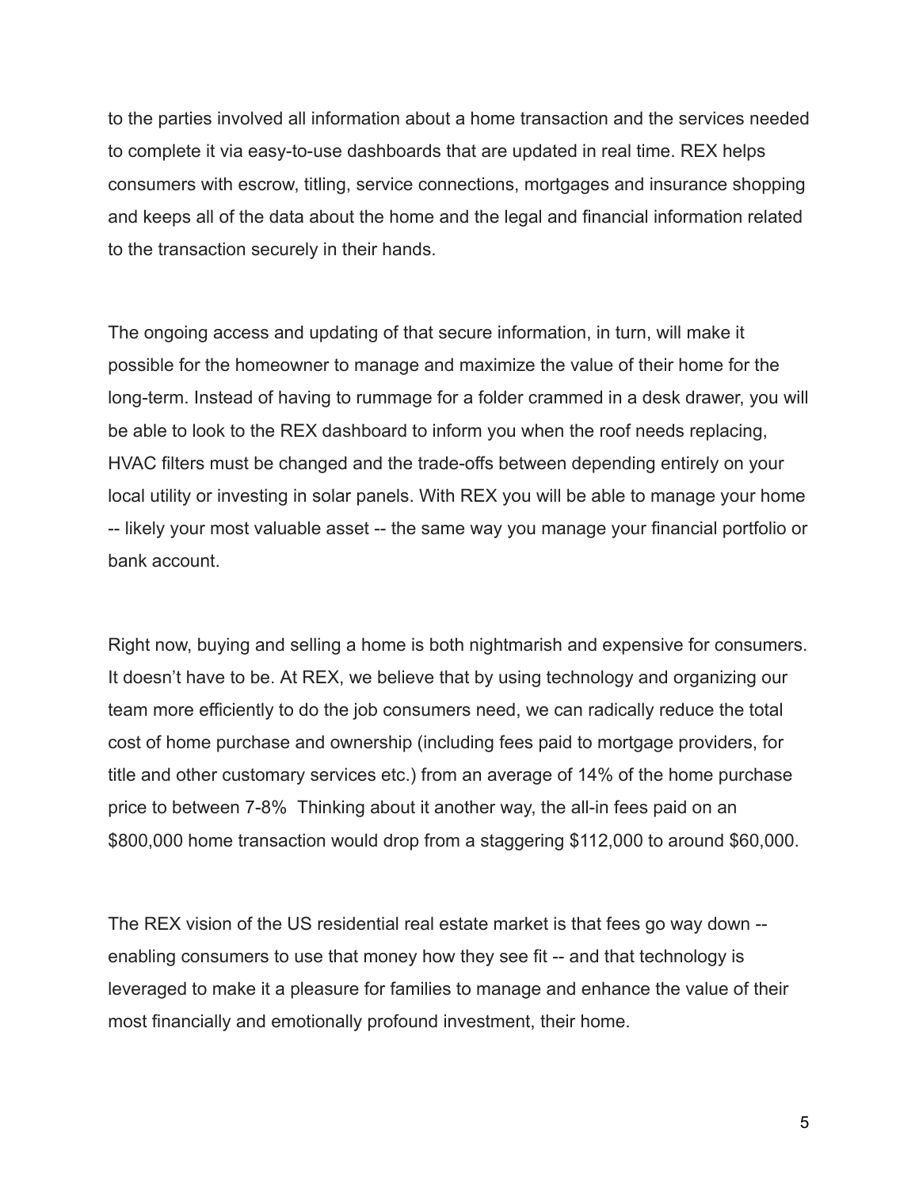to the parties involved all information about a home transaction and the services needed to complete it via easy-to-use dashboards that are updated in real time. REX helps consumers with escrow, titling, service connections, mortgages and insurance shopping and keeps all of the data about the home and the legal and financial information related to the transaction securely in their hands.

The ongoing access and updating of that secure information, in turn, will make it possible for the homeowner to manage and maximize the value of their home for the long-term. Instead of having to rummage for a folder crammed in a desk drawer, you will be able to look to the REX dashboard to inform you when the roof needs replacing, HVAC filters must be changed and the trade-offs between depending entirely on your local utility or investing in solar panels. With REX you will be able to manage your home -- likely your most valuable asset -- the same way you manage your financial portfolio or bank account.

Right now, buying and selling a home is both nightmarish and expensive for consumers. It doesn't have to be. At REX, we believe that by using technology and organizing our team more efficiently to do the job consumers need, we can radically reduce the total cost of home purchase and ownership (including fees paid to mortgage providers, for title and other customary services etc.) from an average of 14% of the home purchase price to between 7-8%  Thinking about it another way, the all-in fees paid on an $800,000 home transaction would drop from a staggering $112,000 to around $60,000.

The REX vision of the US residential real estate market is that fees go way down -- enabling consumers to use that money how they see fit -- and that technology is leveraged to make it a pleasure for families to manage and enhance the value of their most financially and emotionally profound investment, their home.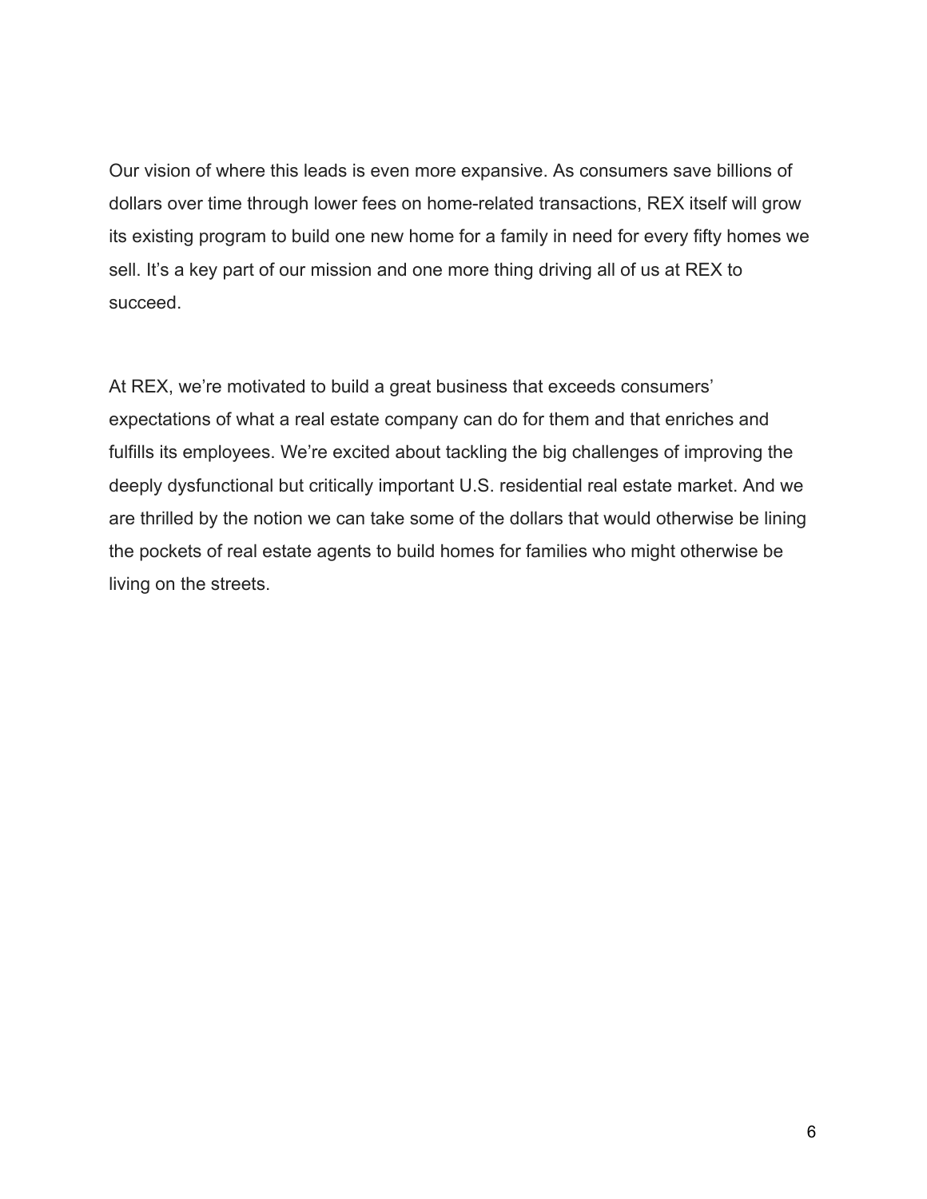Our vision of where this leads is even more expansive. As consumers save billions of dollars over time through lower fees on home-related transactions, REX itself will grow its existing program to build one new home for a family in need for every fifty homes we sell. It's a key part of our mission and one more thing driving all of us at REX to succeed.

At REX, we're motivated to build a great business that exceeds consumers' expectations of what a real estate company can do for them and that enriches and fulfills its employees. We're excited about tackling the big challenges of improving the deeply dysfunctional but critically important U.S. residential real estate market. And we are thrilled by the notion we can take some of the dollars that would otherwise be lining the pockets of real estate agents to build homes for families who might otherwise be living on the streets.